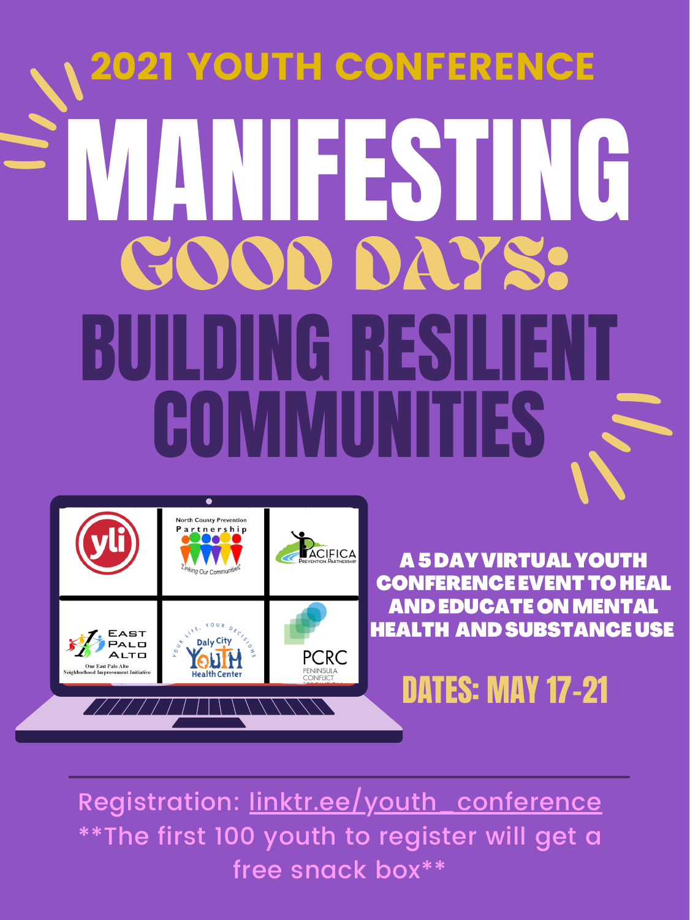## 2021 YOUTH CONFERENCE

# MANIFESTING GOOD DAYS: BUILDING RESILIENT COMMUNITIES

yli

North County Prevention Partnership "Linking Our Communities"

Pacifica Prevention Partnership

East Palo Alto — One East Palo Alto Neighborhood Improvement Initiative

Your Life, Your Decisions — Daly City Youth Health Center

PCRC Peninsula Conflict Resolution Center

**A 5 DAY VIRTUAL YOUTH CONFERENCE EVENT TO HEAL AND EDUCATE ON MENTAL HEALTH AND SUBSTANCE USE**

**DATES: MAY 17-21**

---

Registration: linktr.ee/youth_conference

**The first 100 youth to register will get a free snack box**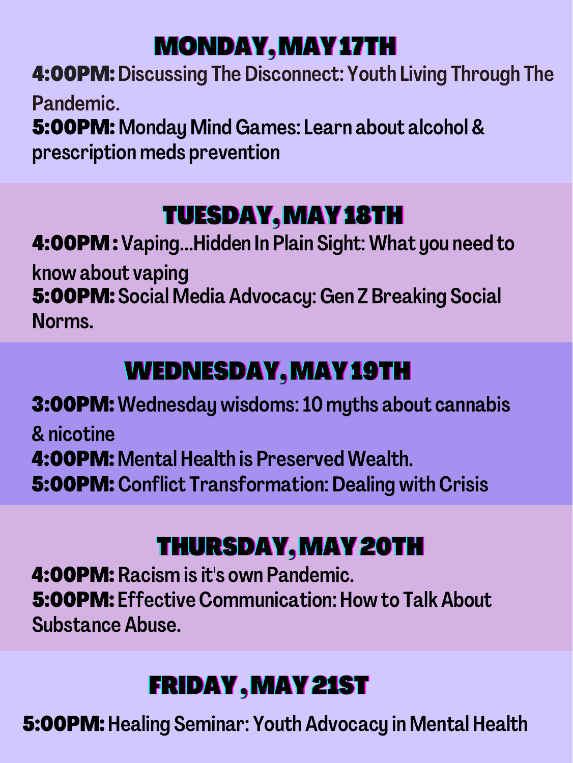## MONDAY, MAY 17TH

**4:00PM:** Discussing The Disconnect: Youth Living Through The Pandemic.

**5:00PM:** Monday Mind Games: Learn about alcohol & prescription meds prevention

## TUESDAY, MAY 18TH

**4:00PM :** Vaping...Hidden In Plain Sight: What you need to know about vaping

**5:00PM:** Social Media Advocacy: Gen Z Breaking Social Norms.

## WEDNESDAY, MAY 19TH

**3:00PM:** Wednesday wisdoms: 10 myths about cannabis & nicotine

**4:00PM:** Mental Health is Preserved Wealth.

**5:00PM:** Conflict Transformation: Dealing with Crisis

## THURSDAY, MAY 20TH

**4:00PM:** Racism is it's own Pandemic.

**5:00PM:** Effective Communication: How to Talk About Substance Abuse.

## FRIDAY , MAY 21ST

**5:00PM:** Healing Seminar: Youth Advocacy in Mental Health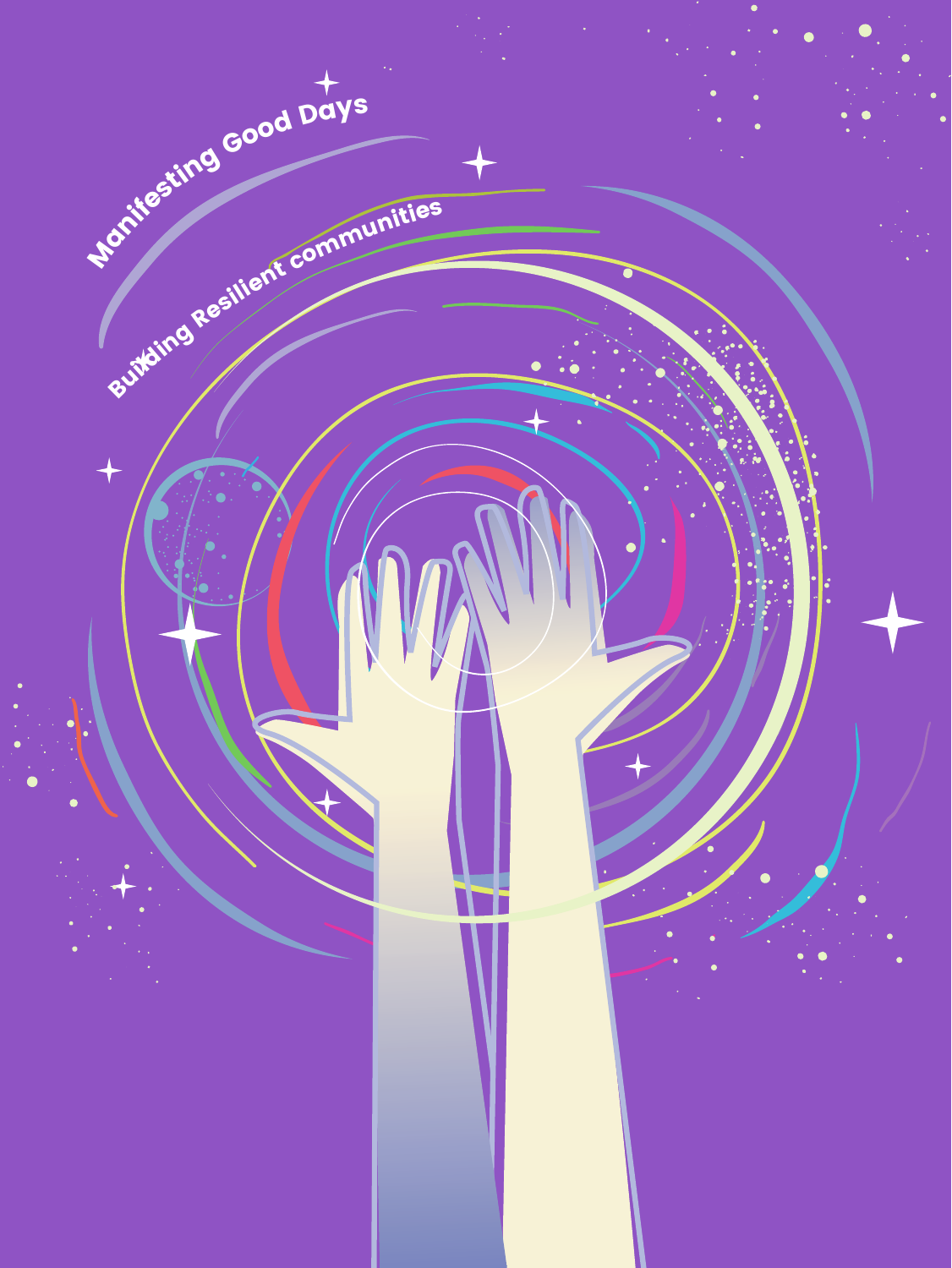Manifesting Good Days

Building Resilient communities